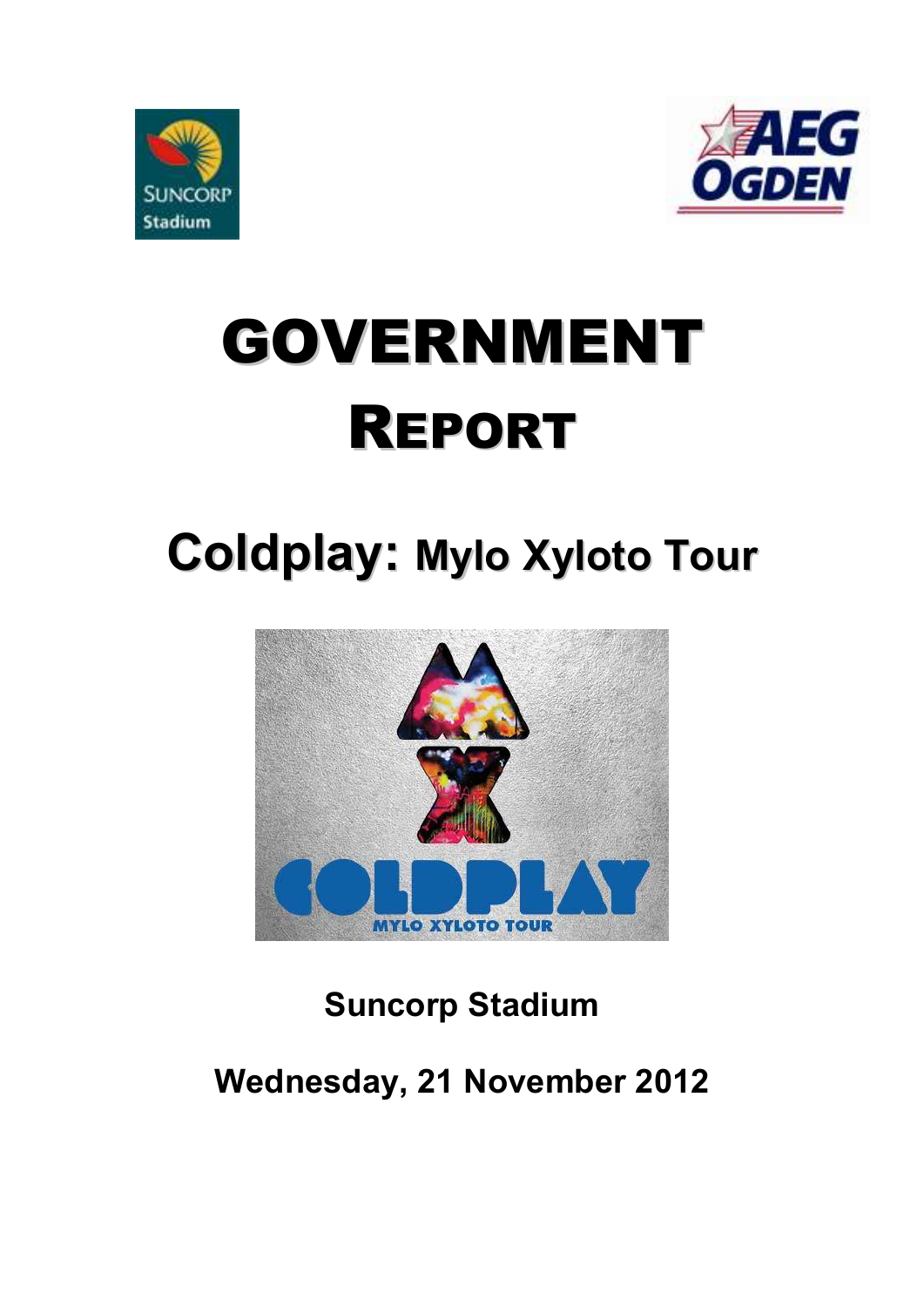# GOVERNMENT REPORT

## Coldplay: Mylo Xyloto Tour

**Suncorp Stadium**

**Wednesday, 21 November 2012**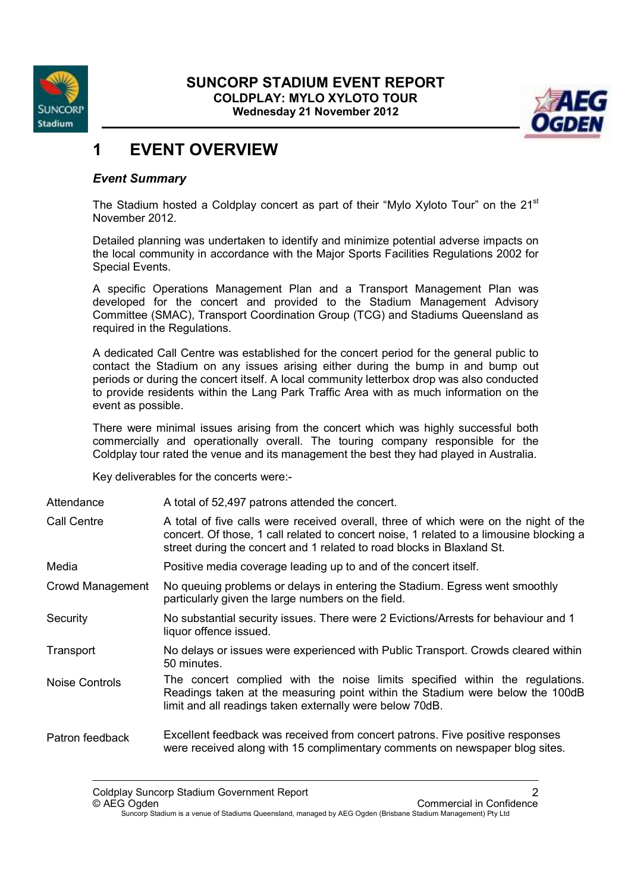# SUNCORP STADIUM EVENT REPORT

## COLDPLAY: MYLO XYLOTO TOUR

**Wednesday 21 November 2012**

# 1 EVENT OVERVIEW

### *Event Summary*

The Stadium hosted a Coldplay concert as part of their "Mylo Xyloto Tour" on the 21st November 2012.

Detailed planning was undertaken to identify and minimize potential adverse impacts on the local community in accordance with the Major Sports Facilities Regulations 2002 for Special Events.

A specific Operations Management Plan and a Transport Management Plan was developed for the concert and provided to the Stadium Management Advisory Committee (SMAC), Transport Coordination Group (TCG) and Stadiums Queensland as required in the Regulations.

A dedicated Call Centre was established for the concert period for the general public to contact the Stadium on any issues arising either during the bump in and bump out periods or during the concert itself. A local community letterbox drop was also conducted to provide residents within the Lang Park Traffic Area with as much information on the event as possible.

There were minimal issues arising from the concert which was highly successful both commercially and operationally overall. The touring company responsible for the Coldplay tour rated the venue and its management the best they had played in Australia.

Key deliverables for the concerts were:-

| | |
|---|---|
| Attendance | A total of 52,497 patrons attended the concert. |
| Call Centre | A total of five calls were received overall, three of which were on the night of the concert. Of those, 1 call related to concert noise, 1 related to a limousine blocking a street during the concert and 1 related to road blocks in Blaxland St. |
| Media | Positive media coverage leading up to and of the concert itself. |
| Crowd Management | No queuing problems or delays in entering the Stadium. Egress went smoothly particularly given the large numbers on the field. |
| Security | No substantial security issues. There were 2 Evictions/Arrests for behaviour and 1 liquor offence issued. |
| Transport | No delays or issues were experienced with Public Transport. Crowds cleared within 50 minutes. |
| Noise Controls | The concert complied with the noise limits specified within the regulations. Readings taken at the measuring point within the Stadium were below the 100dB limit and all readings taken externally were below 70dB. |
| Patron feedback | Excellent feedback was received from concert patrons. Five positive responses were received along with 15 complimentary comments on newspaper blog sites. |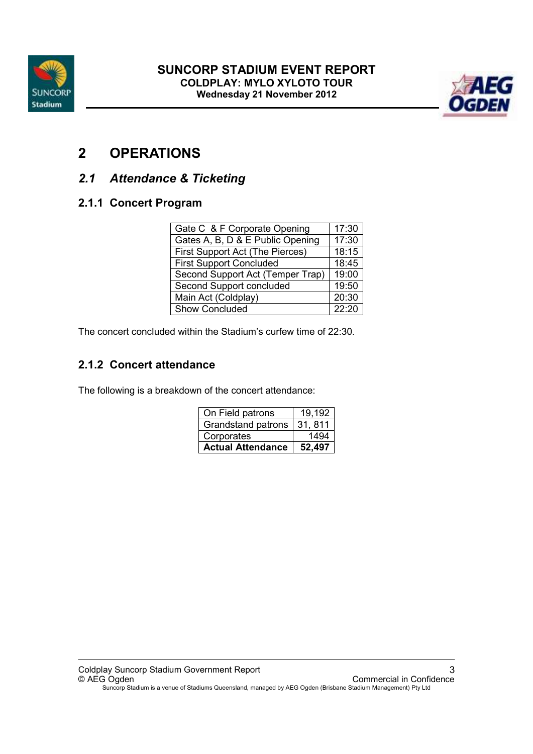# 2 OPERATIONS

## *2.1 Attendance & Ticketing*

### 2.1.1 Concert Program

| Gate C & F Corporate Opening | 17:30 |
|---|---|
| Gates A, B, D & E Public Opening | 17:30 |
| First Support Act (The Pierces) | 18:15 |
| First Support Concluded | 18:45 |
| Second Support Act (Temper Trap) | 19:00 |
| Second Support concluded | 19:50 |
| Main Act (Coldplay) | 20:30 |
| Show Concluded | 22:20 |

The concert concluded within the Stadium's curfew time of 22:30.

### 2.1.2 Concert attendance

The following is a breakdown of the concert attendance:

| On Field patrons | 19,192 |
|---|---|
| Grandstand patrons | 31, 811 |
| Corporates | 1494 |
| **Actual Attendance** | **52,497** |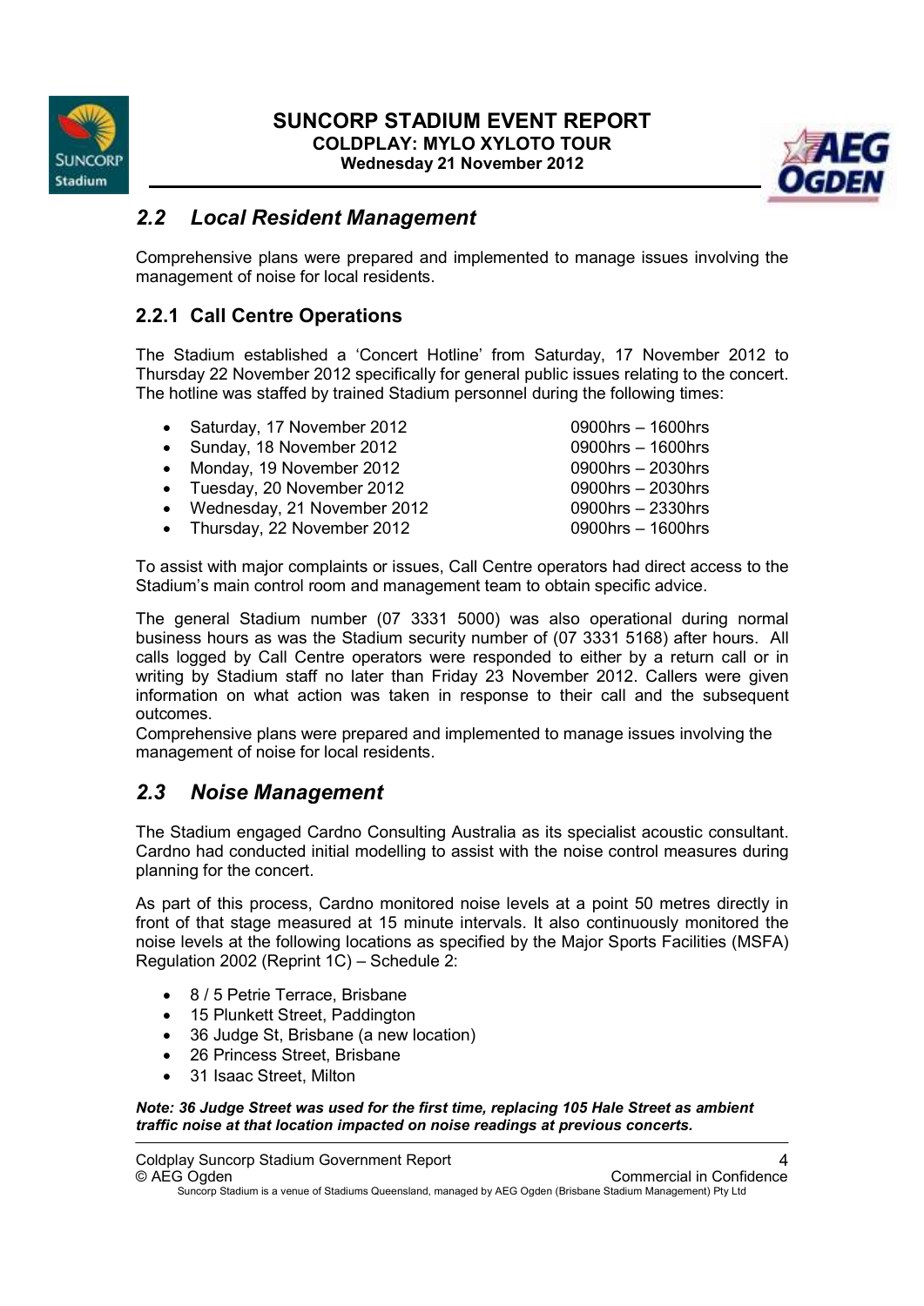## 2.2 Local Resident Management

Comprehensive plans were prepared and implemented to manage issues involving the management of noise for local residents.

### 2.2.1 Call Centre Operations

The Stadium established a 'Concert Hotline' from Saturday, 17 November 2012 to Thursday 22 November 2012 specifically for general public issues relating to the concert. The hotline was staffed by trained Stadium personnel during the following times:

- Saturday, 17 November 2012 — 0900hrs – 1600hrs
- Sunday, 18 November 2012 — 0900hrs – 1600hrs
- Monday, 19 November 2012 — 0900hrs – 2030hrs
- Tuesday, 20 November 2012 — 0900hrs – 2030hrs
- Wednesday, 21 November 2012 — 0900hrs – 2330hrs
- Thursday, 22 November 2012 — 0900hrs – 1600hrs

To assist with major complaints or issues, Call Centre operators had direct access to the Stadium's main control room and management team to obtain specific advice.

The general Stadium number (07 3331 5000) was also operational during normal business hours as was the Stadium security number of (07 3331 5168) after hours. All calls logged by Call Centre operators were responded to either by a return call or in writing by Stadium staff no later than Friday 23 November 2012. Callers were given information on what action was taken in response to their call and the subsequent outcomes.
Comprehensive plans were prepared and implemented to manage issues involving the management of noise for local residents.

## 2.3 Noise Management

The Stadium engaged Cardno Consulting Australia as its specialist acoustic consultant. Cardno had conducted initial modelling to assist with the noise control measures during planning for the concert.

As part of this process, Cardno monitored noise levels at a point 50 metres directly in front of that stage measured at 15 minute intervals. It also continuously monitored the noise levels at the following locations as specified by the Major Sports Facilities (MSFA) Regulation 2002 (Reprint 1C) – Schedule 2:

- 8 / 5 Petrie Terrace, Brisbane
- 15 Plunkett Street, Paddington
- 36 Judge St, Brisbane (a new location)
- 26 Princess Street, Brisbane
- 31 Isaac Street, Milton

***Note: 36 Judge Street was used for the first time, replacing 105 Hale Street as ambient traffic noise at that location impacted on noise readings at previous concerts.***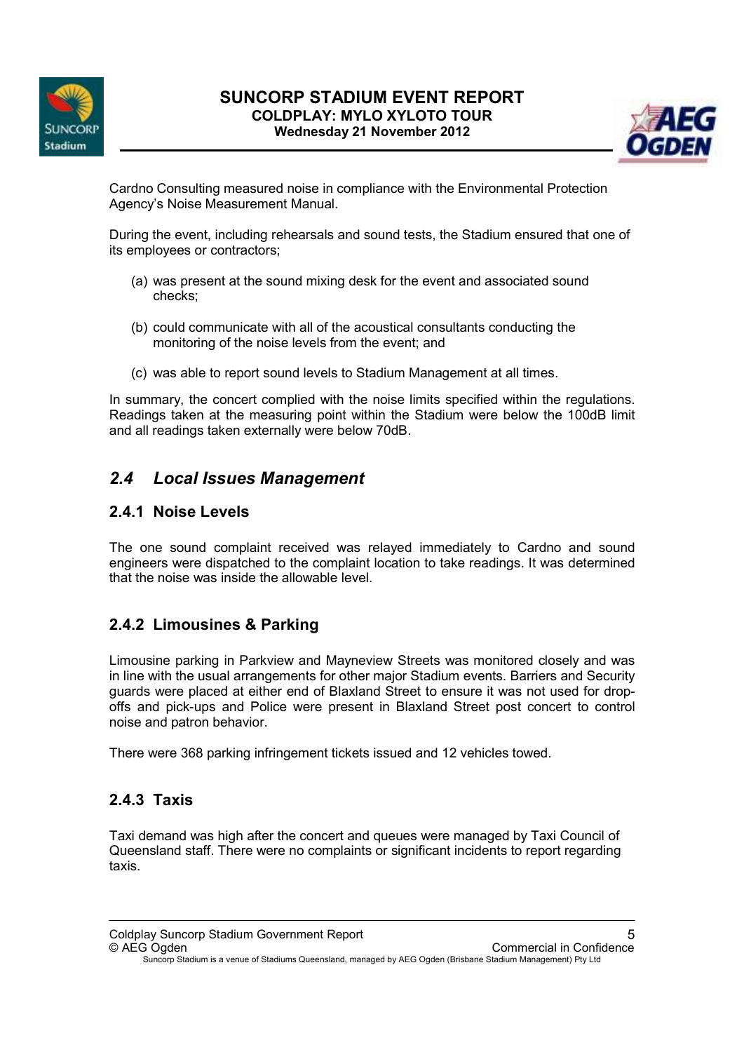Cardno Consulting measured noise in compliance with the Environmental Protection Agency's Noise Measurement Manual.

During the event, including rehearsals and sound tests, the Stadium ensured that one of its employees or contractors;

(a) was present at the sound mixing desk for the event and associated sound checks;

(b) could communicate with all of the acoustical consultants conducting the monitoring of the noise levels from the event; and

(c) was able to report sound levels to Stadium Management at all times.

In summary, the concert complied with the noise limits specified within the regulations. Readings taken at the measuring point within the Stadium were below the 100dB limit and all readings taken externally were below 70dB.

## *2.4 Local Issues Management*

### 2.4.1 Noise Levels

The one sound complaint received was relayed immediately to Cardno and sound engineers were dispatched to the complaint location to take readings. It was determined that the noise was inside the allowable level.

### 2.4.2 Limousines & Parking

Limousine parking in Parkview and Mayneview Streets was monitored closely and was in line with the usual arrangements for other major Stadium events. Barriers and Security guards were placed at either end of Blaxland Street to ensure it was not used for drop-offs and pick-ups and Police were present in Blaxland Street post concert to control noise and patron behavior.

There were 368 parking infringement tickets issued and 12 vehicles towed.

### 2.4.3 Taxis

Taxi demand was high after the concert and queues were managed by Taxi Council of Queensland staff. There were no complaints or significant incidents to report regarding taxis.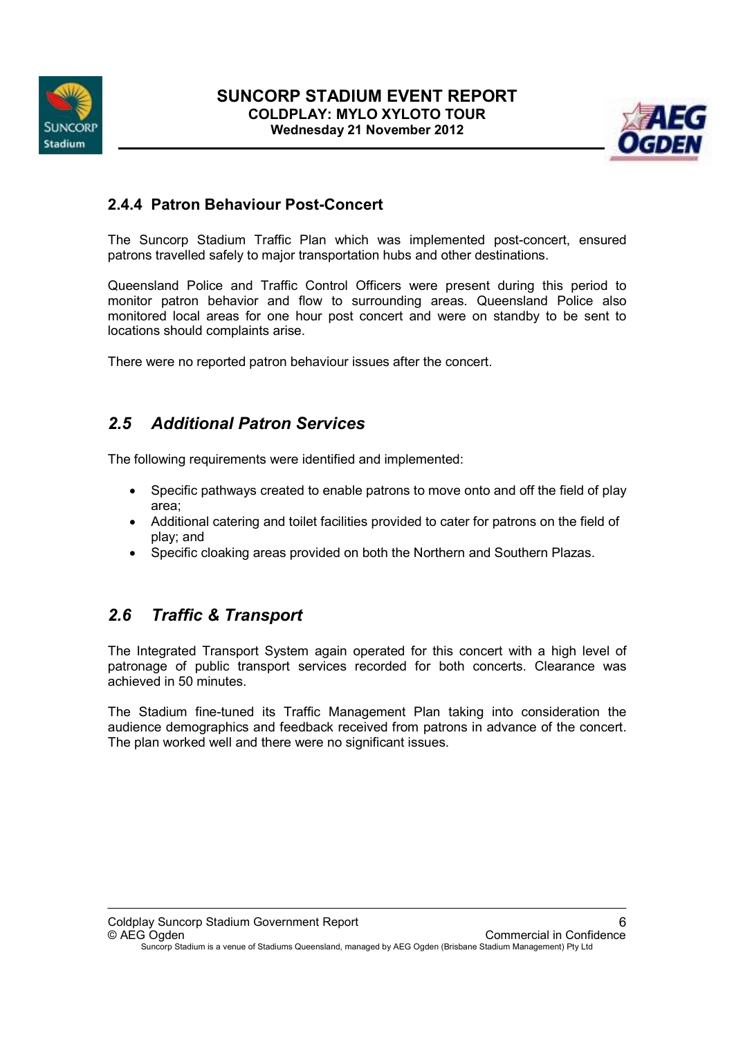### 2.4.4 Patron Behaviour Post-Concert

The Suncorp Stadium Traffic Plan which was implemented post-concert, ensured patrons travelled safely to major transportation hubs and other destinations.

Queensland Police and Traffic Control Officers were present during this period to monitor patron behavior and flow to surrounding areas. Queensland Police also monitored local areas for one hour post concert and were on standby to be sent to locations should complaints arise.

There were no reported patron behaviour issues after the concert.

## *2.5 Additional Patron Services*

The following requirements were identified and implemented:

- Specific pathways created to enable patrons to move onto and off the field of play area;
- Additional catering and toilet facilities provided to cater for patrons on the field of play; and
- Specific cloaking areas provided on both the Northern and Southern Plazas.

## *2.6 Traffic & Transport*

The Integrated Transport System again operated for this concert with a high level of patronage of public transport services recorded for both concerts. Clearance was achieved in 50 minutes.

The Stadium fine-tuned its Traffic Management Plan taking into consideration the audience demographics and feedback received from patrons in advance of the concert. The plan worked well and there were no significant issues.